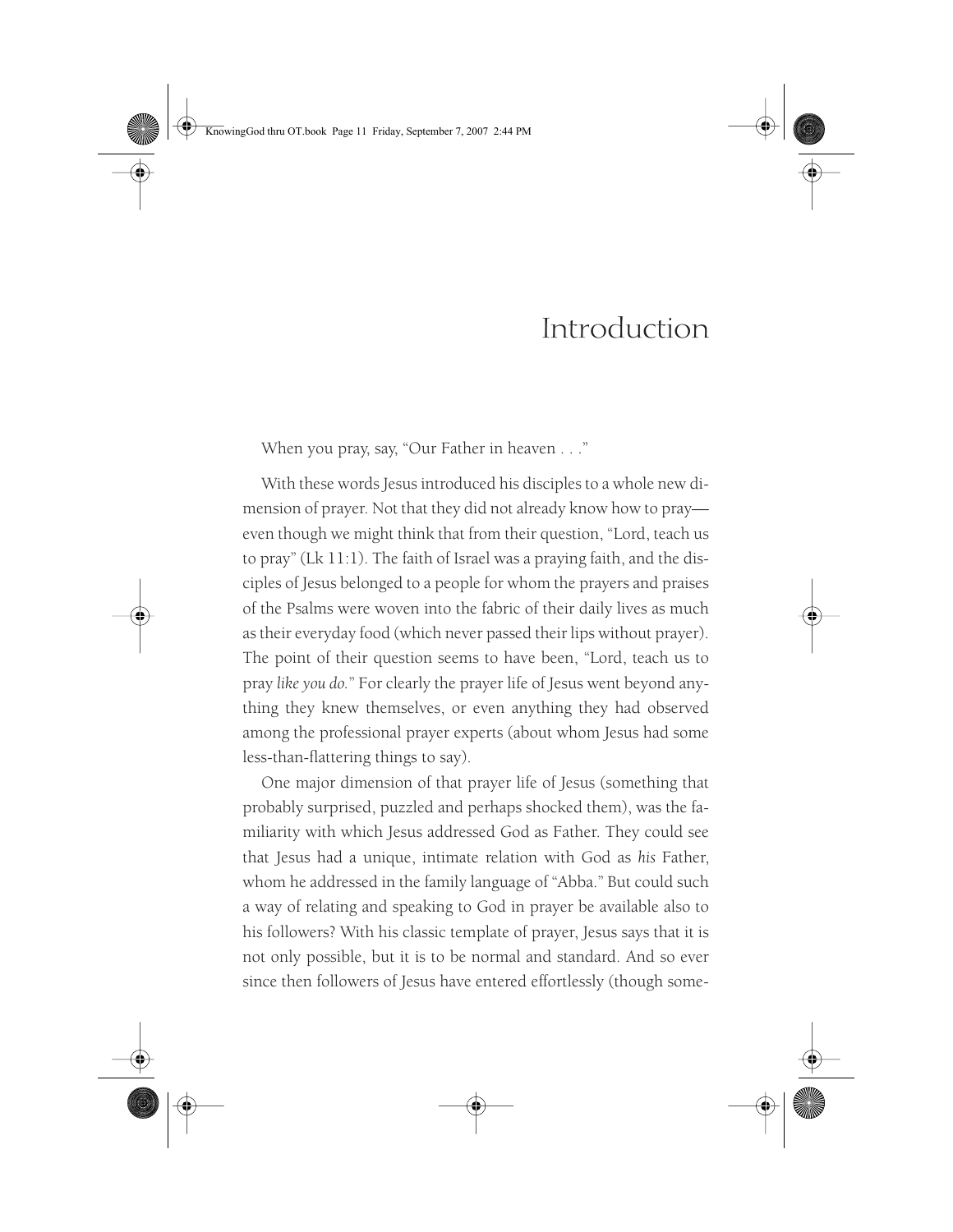# Introduction

When you pray, say, "Our Father in heaven . . ."

With these words Jesus introduced his disciples to a whole new dimension of prayer. Not that they did not already know how to pray—even though we might think that from their question, "Lord, teach us to pray" (Lk 11:1). The faith of Israel was a praying faith, and the disciples of Jesus belonged to a people for whom the prayers and praises of the Psalms were woven into the fabric of their daily lives as much as their everyday food (which never passed their lips without prayer). The point of their question seems to have been, "Lord, teach us to pray *like you do*." For clearly the prayer life of Jesus went beyond anything they knew themselves, or even anything they had observed among the professional prayer experts (about whom Jesus had some less-than-flattering things to say).

One major dimension of that prayer life of Jesus (something that probably surprised, puzzled and perhaps shocked them), was the familiarity with which Jesus addressed God as Father. They could see that Jesus had a unique, intimate relation with God as *his* Father, whom he addressed in the family language of "Abba." But could such a way of relating and speaking to God in prayer be available also to his followers? With his classic template of prayer, Jesus says that it is not only possible, but it is to be normal and standard. And so ever since then followers of Jesus have entered effortlessly (though some-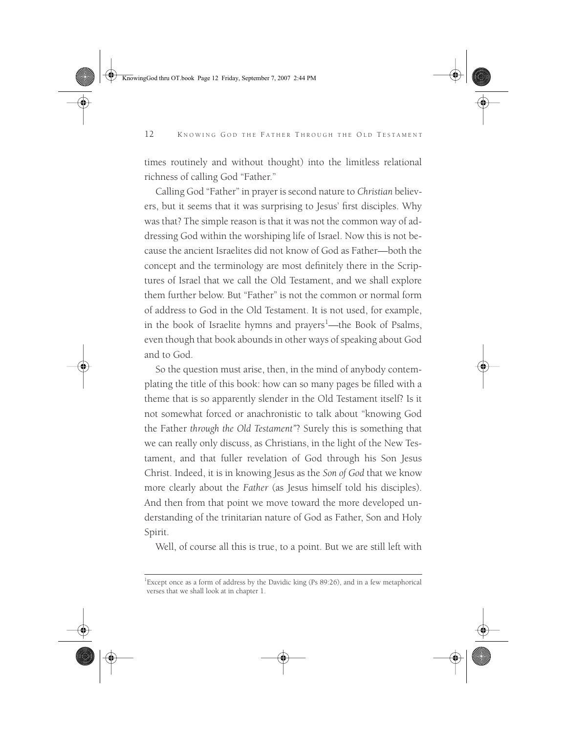times routinely and without thought) into the limitless relational richness of calling God "Father."

Calling God "Father" in prayer is second nature to *Christian* believers, but it seems that it was surprising to Jesus' first disciples. Why was that? The simple reason is that it was not the common way of addressing God within the worshiping life of Israel. Now this is not because the ancient Israelites did not know of God as Father—both the concept and the terminology are most definitely there in the Scriptures of Israel that we call the Old Testament, and we shall explore them further below. But "Father" is not the common or normal form of address to God in the Old Testament. It is not used, for example, in the book of Israelite hymns and prayers[1]—the Book of Psalms, even though that book abounds in other ways of speaking about God and to God.

So the question must arise, then, in the mind of anybody contemplating the title of this book: how can so many pages be filled with a theme that is so apparently slender in the Old Testament itself? Is it not somewhat forced or anachronistic to talk about "knowing God the Father *through the Old Testament*"? Surely this is something that we can really only discuss, as Christians, in the light of the New Testament, and that fuller revelation of God through his Son Jesus Christ. Indeed, it is in knowing Jesus as the *Son of God* that we know more clearly about the *Father* (as Jesus himself told his disciples). And then from that point we move toward the more developed understanding of the trinitarian nature of God as Father, Son and Holy Spirit.

Well, of course all this is true, to a point. But we are still left with

---

[1]Except once as a form of address by the Davidic king (Ps 89:26), and in a few metaphorical verses that we shall look at in chapter 1.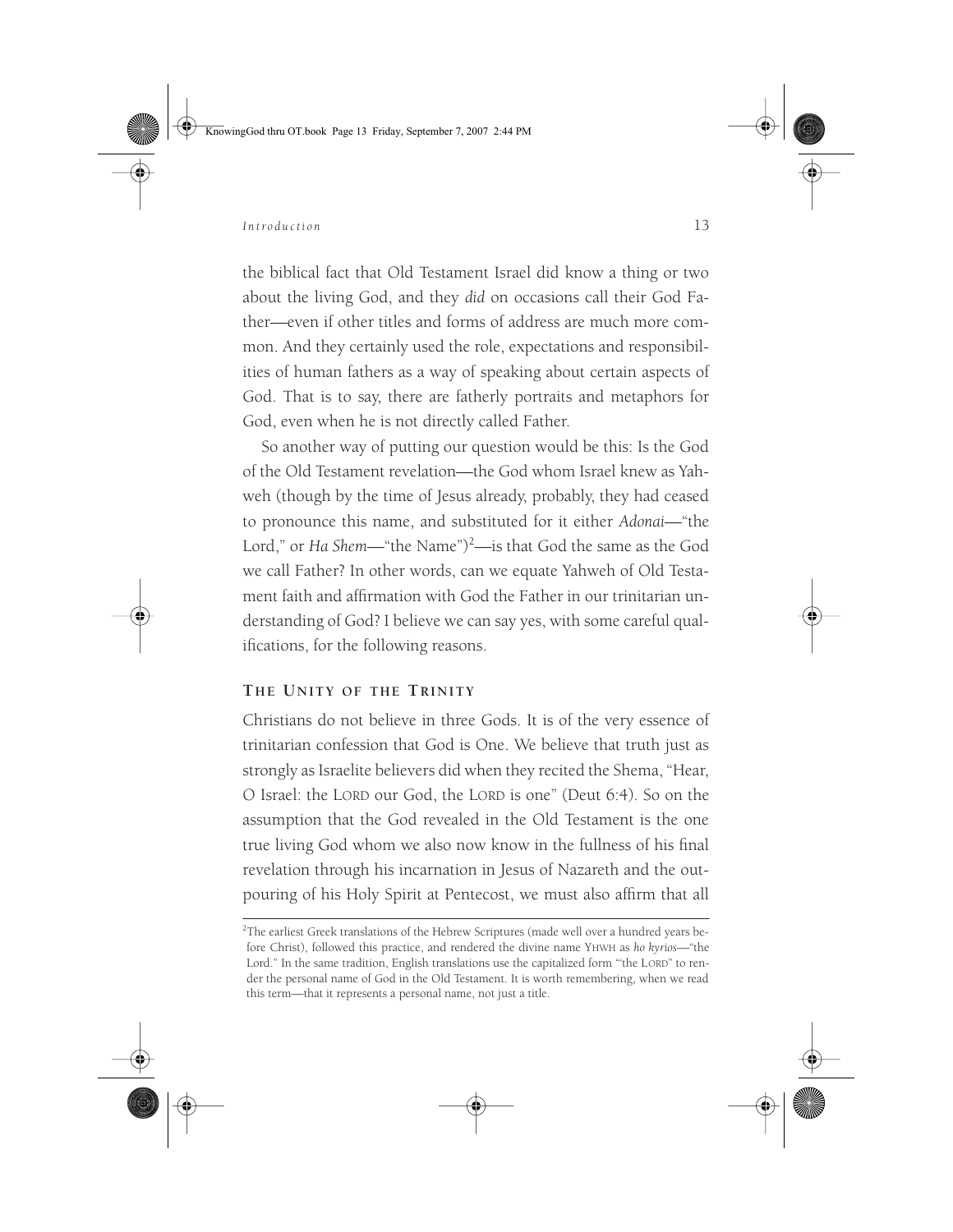the biblical fact that Old Testament Israel did know a thing or two about the living God, and they *did* on occasions call their God Father—even if other titles and forms of address are much more common. And they certainly used the role, expectations and responsibilities of human fathers as a way of speaking about certain aspects of God. That is to say, there are fatherly portraits and metaphors for God, even when he is not directly called Father.

So another way of putting our question would be this: Is the God of the Old Testament revelation—the God whom Israel knew as Yahweh (though by the time of Jesus already, probably, they had ceased to pronounce this name, and substituted for it either *Adonai*—"the Lord," or *Ha Shem*—"the Name")[2]—is that God the same as the God we call Father? In other words, can we equate Yahweh of Old Testament faith and affirmation with God the Father in our trinitarian understanding of God? I believe we can say yes, with some careful qualifications, for the following reasons.

## The Unity of the Trinity

Christians do not believe in three Gods. It is of the very essence of trinitarian confession that God is One. We believe that truth just as strongly as Israelite believers did when they recited the Shema, "Hear, O Israel: the LORD our God, the LORD is one" (Deut 6:4). So on the assumption that the God revealed in the Old Testament is the one true living God whom we also now know in the fullness of his final revelation through his incarnation in Jesus of Nazareth and the outpouring of his Holy Spirit at Pentecost, we must also affirm that all

---

[2]The earliest Greek translations of the Hebrew Scriptures (made well over a hundred years before Christ), followed this practice, and rendered the divine name YHWH as *ho kyrios*—"the Lord." In the same tradition, English translations use the capitalized form "the LORD" to render the personal name of God in the Old Testament. It is worth remembering, when we read this term—that it represents a personal name, not just a title.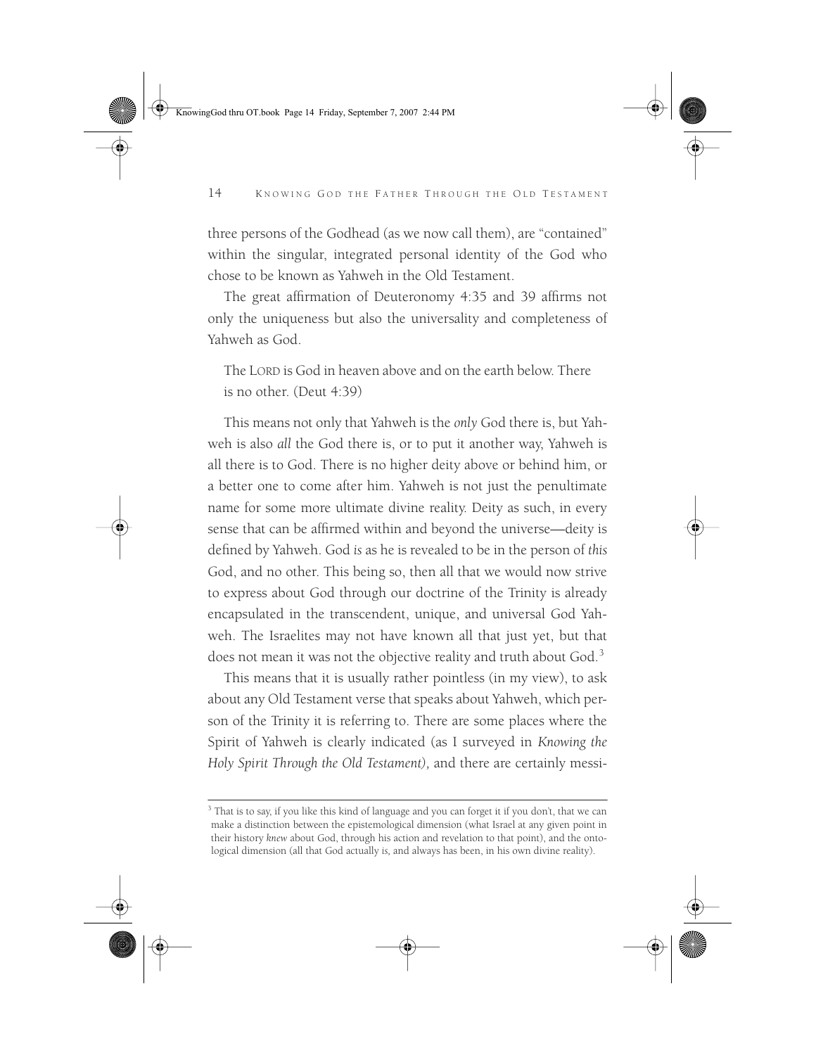three persons of the Godhead (as we now call them), are "contained" within the singular, integrated personal identity of the God who chose to be known as Yahweh in the Old Testament.

The great affirmation of Deuteronomy 4:35 and 39 affirms not only the uniqueness but also the universality and completeness of Yahweh as God.

> The LORD is God in heaven above and on the earth below. There is no other. (Deut 4:39)

This means not only that Yahweh is the *only* God there is, but Yahweh is also *all* the God there is, or to put it another way, Yahweh is all there is to God. There is no higher deity above or behind him, or a better one to come after him. Yahweh is not just the penultimate name for some more ultimate divine reality. Deity as such, in every sense that can be affirmed within and beyond the universe—deity is defined by Yahweh. God *is* as he is revealed to be in the person of *this* God, and no other. This being so, then all that we would now strive to express about God through our doctrine of the Trinity is already encapsulated in the transcendent, unique, and universal God Yahweh. The Israelites may not have known all that just yet, but that does not mean it was not the objective reality and truth about God.[3]

This means that it is usually rather pointless (in my view), to ask about any Old Testament verse that speaks about Yahweh, which person of the Trinity it is referring to. There are some places where the Spirit of Yahweh is clearly indicated (as I surveyed in *Knowing the Holy Spirit Through the Old Testament),* and there are certainly messi-

---

[3] That is to say, if you like this kind of language and you can forget it if you don't, that we can make a distinction between the epistemological dimension (what Israel at any given point in their history *knew* about God, through his action and revelation to that point), and the ontological dimension (all that God actually *is*, and always has been, in his own divine reality).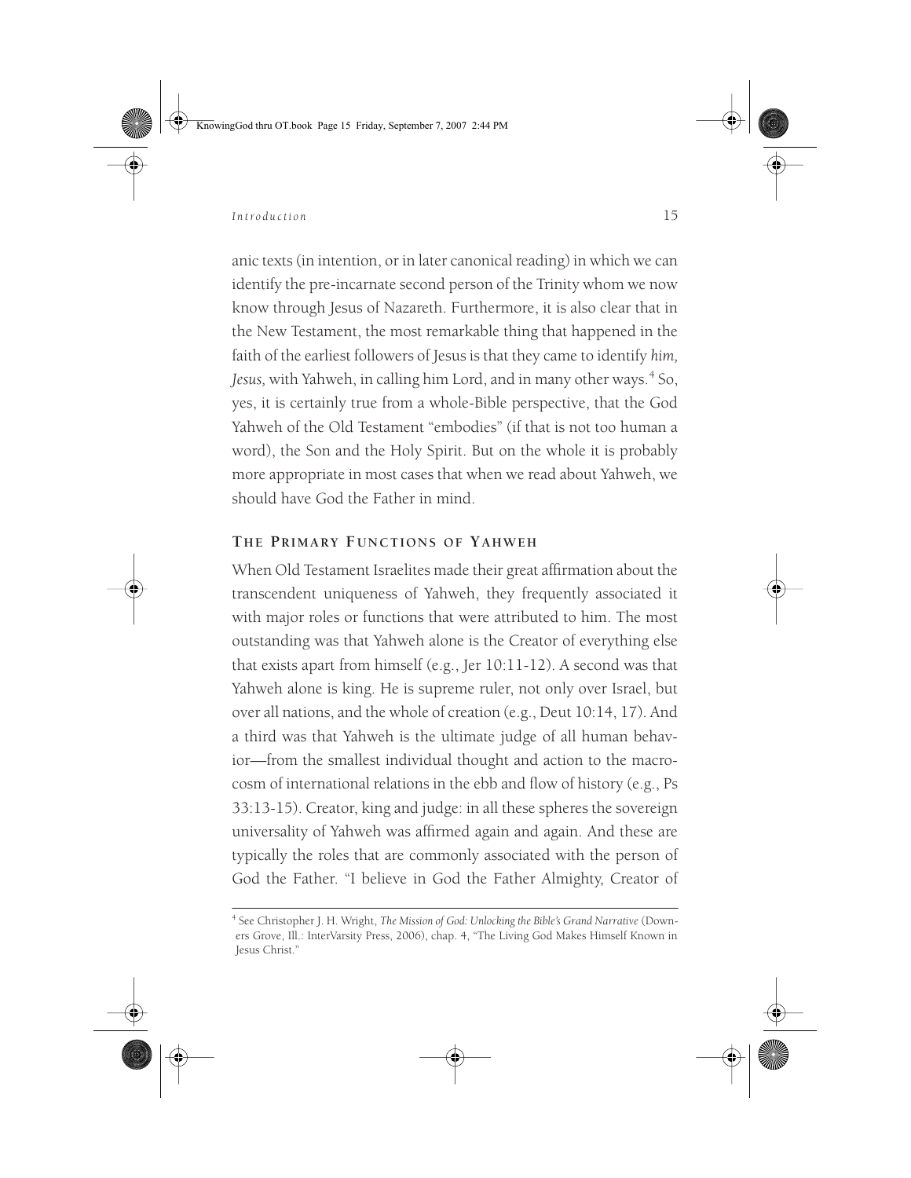anic texts (in intention, or in later canonical reading) in which we can identify the pre-incarnate second person of the Trinity whom we now know through Jesus of Nazareth. Furthermore, it is also clear that in the New Testament, the most remarkable thing that happened in the faith of the earliest followers of Jesus is that they came to identify *him, Jesus,* with Yahweh, in calling him Lord, and in many other ways.[4] So, yes, it is certainly true from a whole-Bible perspective, that the God Yahweh of the Old Testament "embodies" (if that is not too human a word), the Son and the Holy Spirit. But on the whole it is probably more appropriate in most cases that when we read about Yahweh, we should have God the Father in mind.

### THE PRIMARY FUNCTIONS OF YAHWEH

When Old Testament Israelites made their great affirmation about the transcendent uniqueness of Yahweh, they frequently associated it with major roles or functions that were attributed to him. The most outstanding was that Yahweh alone is the Creator of everything else that exists apart from himself (e.g., Jer 10:11-12). A second was that Yahweh alone is king. He is supreme ruler, not only over Israel, but over all nations, and the whole of creation (e.g., Deut 10:14, 17). And a third was that Yahweh is the ultimate judge of all human behavior—from the smallest individual thought and action to the macrocosm of international relations in the ebb and flow of history (e.g., Ps 33:13-15). Creator, king and judge: in all these spheres the sovereign universality of Yahweh was affirmed again and again. And these are typically the roles that are commonly associated with the person of God the Father. "I believe in God the Father Almighty, Creator of

---

[4] See Christopher J. H. Wright, *The Mission of God: Unlocking the Bible's Grand Narrative* (Downers Grove, Ill.: InterVarsity Press, 2006), chap. 4, "The Living God Makes Himself Known in Jesus Christ."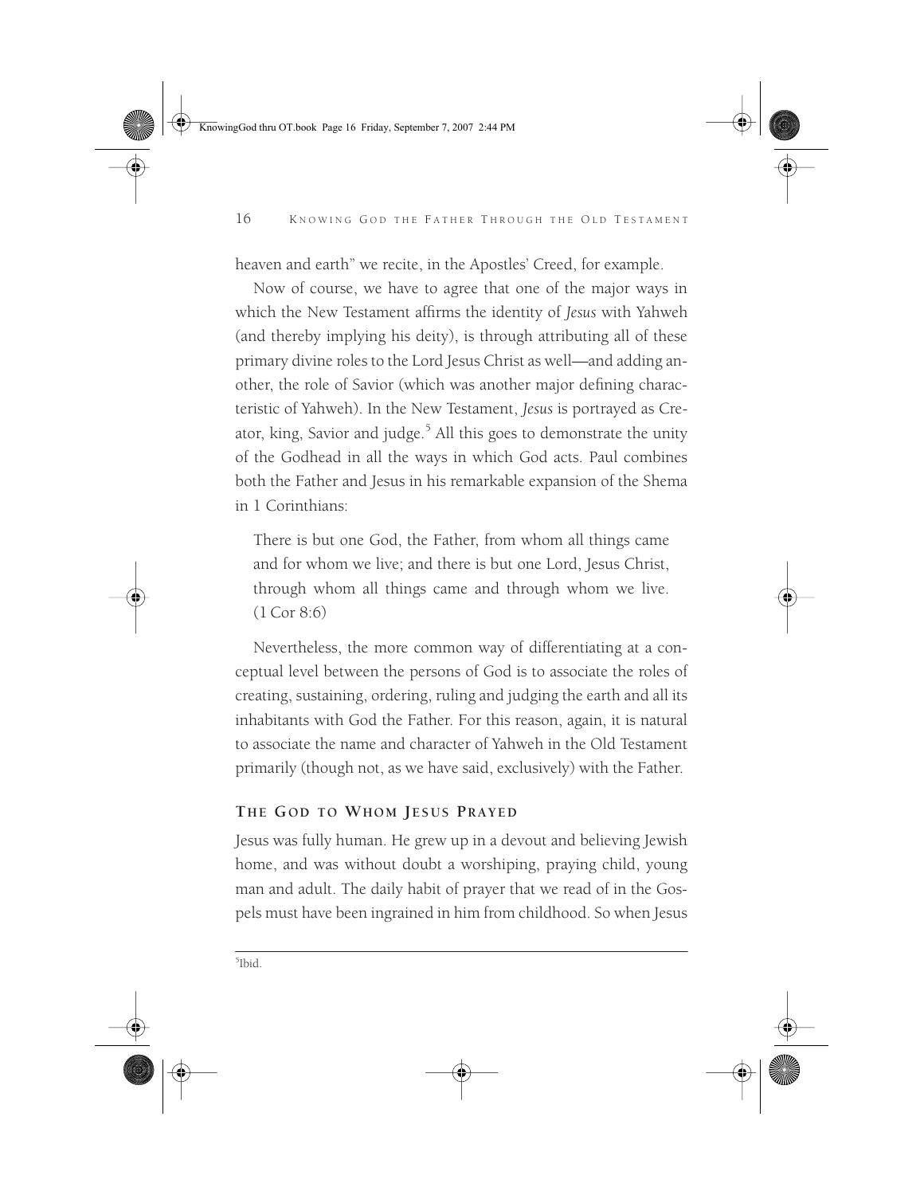heaven and earth" we recite, in the Apostles' Creed, for example.

Now of course, we have to agree that one of the major ways in which the New Testament affirms the identity of *Jesus* with Yahweh (and thereby implying his deity), is through attributing all of these primary divine roles to the Lord Jesus Christ as well—and adding another, the role of Savior (which was another major defining characteristic of Yahweh). In the New Testament, *Jesus* is portrayed as Creator, king, Savior and judge.[5] All this goes to demonstrate the unity of the Godhead in all the ways in which God acts. Paul combines both the Father and Jesus in his remarkable expansion of the Shema in 1 Corinthians:

> There is but one God, the Father, from whom all things came and for whom we live; and there is but one Lord, Jesus Christ, through whom all things came and through whom we live. (1 Cor 8:6)

Nevertheless, the more common way of differentiating at a conceptual level between the persons of God is to associate the roles of creating, sustaining, ordering, ruling and judging the earth and all its inhabitants with God the Father. For this reason, again, it is natural to associate the name and character of Yahweh in the Old Testament primarily (though not, as we have said, exclusively) with the Father.

## The God to Whom Jesus Prayed

Jesus was fully human. He grew up in a devout and believing Jewish home, and was without doubt a worshiping, praying child, young man and adult. The daily habit of prayer that we read of in the Gospels must have been ingrained in him from childhood. So when Jesus

[5] Ibid.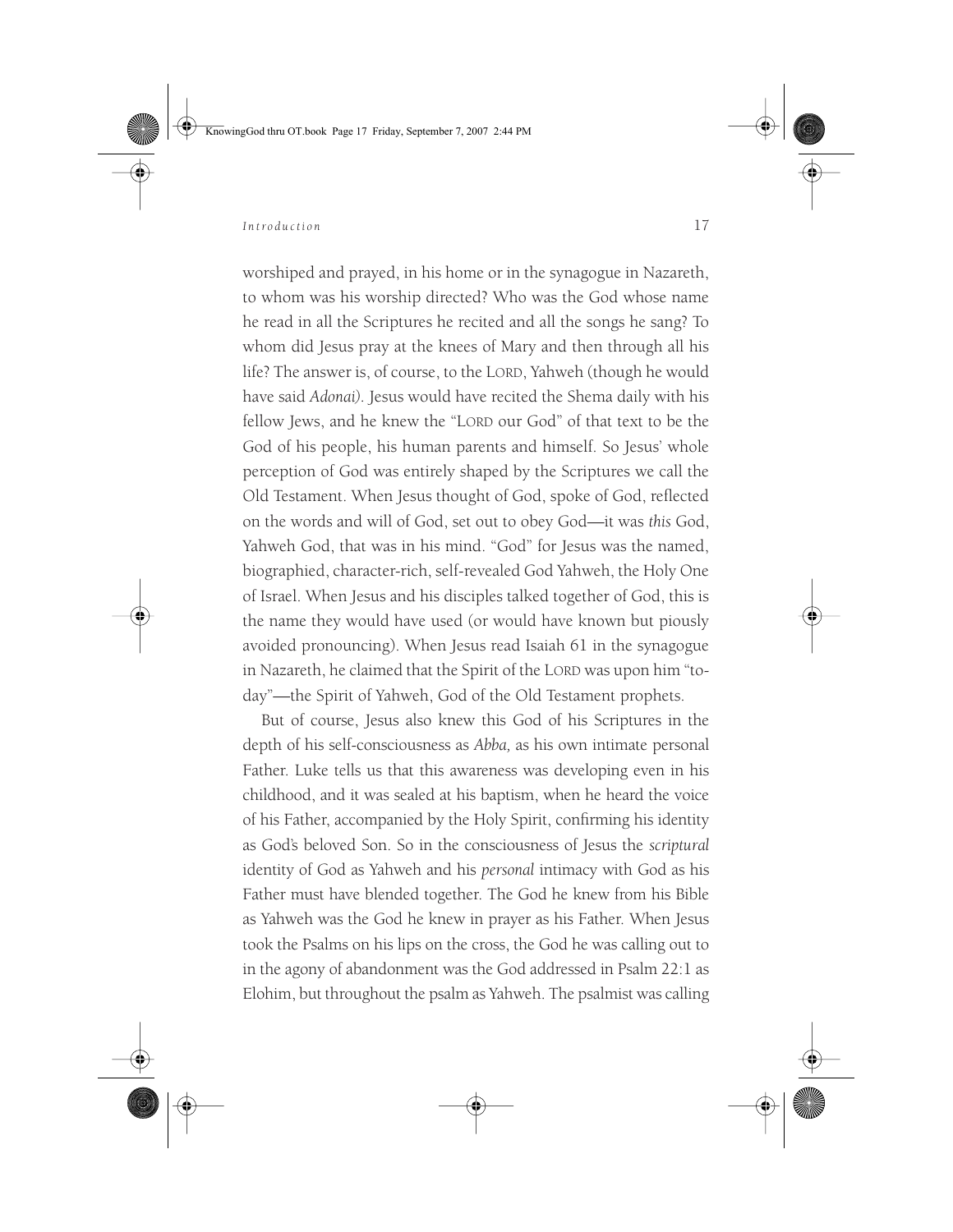worshiped and prayed, in his home or in the synagogue in Nazareth, to whom was his worship directed? Who was the God whose name he read in all the Scriptures he recited and all the songs he sang? To whom did Jesus pray at the knees of Mary and then through all his life? The answer is, of course, to the LORD, Yahweh (though he would have said *Adonai*). Jesus would have recited the Shema daily with his fellow Jews, and he knew the "LORD our God" of that text to be the God of his people, his human parents and himself. So Jesus' whole perception of God was entirely shaped by the Scriptures we call the Old Testament. When Jesus thought of God, spoke of God, reflected on the words and will of God, set out to obey God—it was *this* God, Yahweh God, that was in his mind. "God" for Jesus was the named, biographied, character-rich, self-revealed God Yahweh, the Holy One of Israel. When Jesus and his disciples talked together of God, this is the name they would have used (or would have known but piously avoided pronouncing). When Jesus read Isaiah 61 in the synagogue in Nazareth, he claimed that the Spirit of the LORD was upon him "today"—the Spirit of Yahweh, God of the Old Testament prophets.

But of course, Jesus also knew this God of his Scriptures in the depth of his self-consciousness as *Abba,* as his own intimate personal Father. Luke tells us that this awareness was developing even in his childhood, and it was sealed at his baptism, when he heard the voice of his Father, accompanied by the Holy Spirit, confirming his identity as God's beloved Son. So in the consciousness of Jesus the *scriptural* identity of God as Yahweh and his *personal* intimacy with God as his Father must have blended together. The God he knew from his Bible as Yahweh was the God he knew in prayer as his Father. When Jesus took the Psalms on his lips on the cross, the God he was calling out to in the agony of abandonment was the God addressed in Psalm 22:1 as Elohim, but throughout the psalm as Yahweh. The psalmist was calling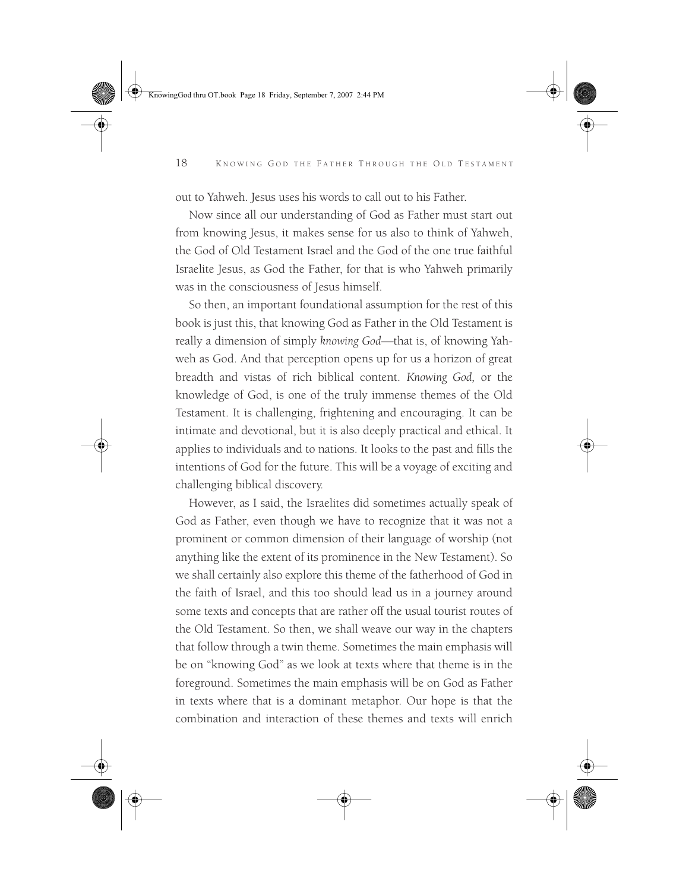out to Yahweh. Jesus uses his words to call out to his Father.

Now since all our understanding of God as Father must start out from knowing Jesus, it makes sense for us also to think of Yahweh, the God of Old Testament Israel and the God of the one true faithful Israelite Jesus, as God the Father, for that is who Yahweh primarily was in the consciousness of Jesus himself.

So then, an important foundational assumption for the rest of this book is just this, that knowing God as Father in the Old Testament is really a dimension of simply *knowing God*—that is, of knowing Yahweh as God. And that perception opens up for us a horizon of great breadth and vistas of rich biblical content. *Knowing God,* or the knowledge of God, is one of the truly immense themes of the Old Testament. It is challenging, frightening and encouraging. It can be intimate and devotional, but it is also deeply practical and ethical. It applies to individuals and to nations. It looks to the past and fills the intentions of God for the future. This will be a voyage of exciting and challenging biblical discovery.

However, as I said, the Israelites did sometimes actually speak of God as Father, even though we have to recognize that it was not a prominent or common dimension of their language of worship (not anything like the extent of its prominence in the New Testament). So we shall certainly also explore this theme of the fatherhood of God in the faith of Israel, and this too should lead us in a journey around some texts and concepts that are rather off the usual tourist routes of the Old Testament. So then, we shall weave our way in the chapters that follow through a twin theme. Sometimes the main emphasis will be on "knowing God" as we look at texts where that theme is in the foreground. Sometimes the main emphasis will be on God as Father in texts where that is a dominant metaphor. Our hope is that the combination and interaction of these themes and texts will enrich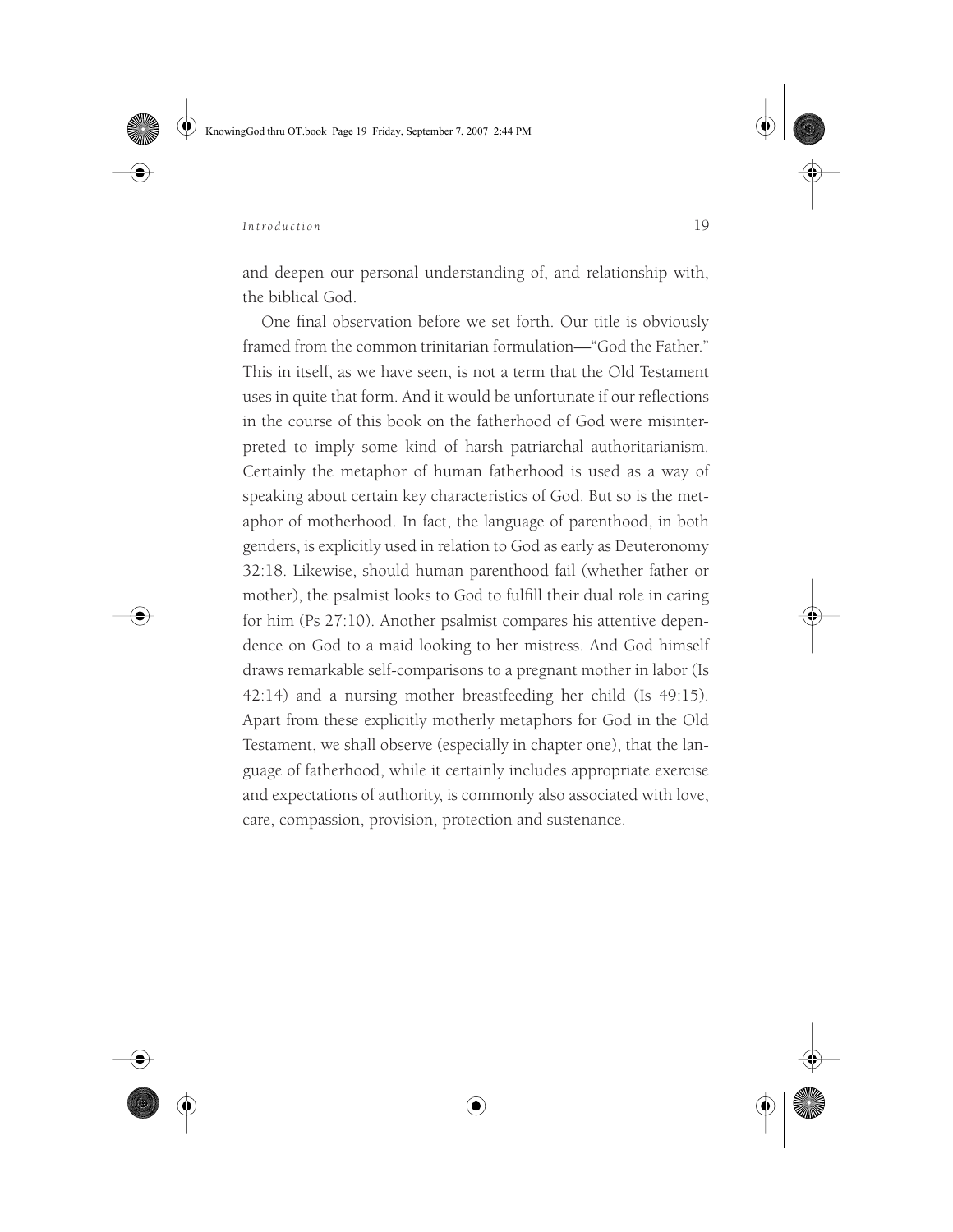and deepen our personal understanding of, and relationship with, the biblical God.

One final observation before we set forth. Our title is obviously framed from the common trinitarian formulation—"God the Father." This in itself, as we have seen, is not a term that the Old Testament uses in quite that form. And it would be unfortunate if our reflections in the course of this book on the fatherhood of God were misinterpreted to imply some kind of harsh patriarchal authoritarianism. Certainly the metaphor of human fatherhood is used as a way of speaking about certain key characteristics of God. But so is the metaphor of motherhood. In fact, the language of parenthood, in both genders, is explicitly used in relation to God as early as Deuteronomy 32:18. Likewise, should human parenthood fail (whether father or mother), the psalmist looks to God to fulfill their dual role in caring for him (Ps 27:10). Another psalmist compares his attentive dependence on God to a maid looking to her mistress. And God himself draws remarkable self-comparisons to a pregnant mother in labor (Is 42:14) and a nursing mother breastfeeding her child (Is 49:15). Apart from these explicitly motherly metaphors for God in the Old Testament, we shall observe (especially in chapter one), that the language of fatherhood, while it certainly includes appropriate exercise and expectations of authority, is commonly also associated with love, care, compassion, provision, protection and sustenance.